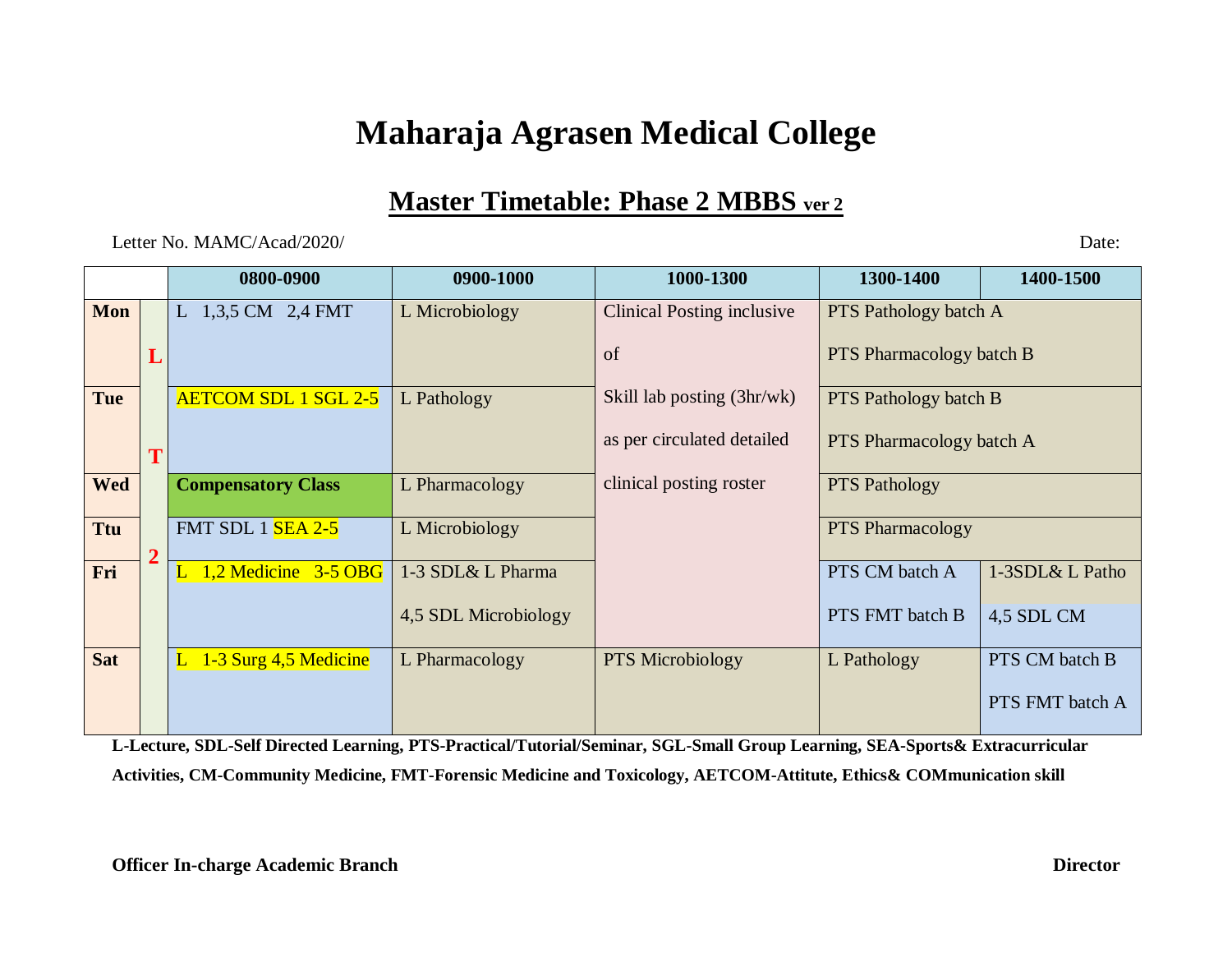# Maharaja Agrasen Medical College

## Master Timetable: Phase 2 MBBS ver 2

Letter No. MAMC/Acad/2020/ Date:

| | | 0800-0900 | 0900-1000 | 1000-1300 | 1300-1400 | 1400-1500 |
|---|---|---|---|---|---|---|
| Mon | L | L 1,3,5 CM 2,4 FMT | L Microbiology | Clinical Posting inclusive of | PTS Pathology batch A<br>PTS Pharmacology batch B | |
| Tue | T | AETCOM SDL 1 SGL 2-5 | L Pathology | Skill lab posting (3hr/wk) as per circulated detailed | PTS Pathology batch B<br>PTS Pharmacology batch A | |
| Wed | | **Compensatory Class** | L Pharmacology | clinical posting roster | PTS Pathology | |
| Ttu | 2 | FMT SDL 1 SEA 2-5 | L Microbiology | | PTS Pharmacology | |
| Fri | | L 1,2 Medicine 3-5 OBG | 1-3 SDL& L Pharma<br>4,5 SDL Microbiology | | PTS CM batch A<br>PTS FMT batch B | 1-3SDL& L Patho<br>4,5 SDL CM |
| Sat | | L 1-3 Surg 4,5 Medicine | L Pharmacology | PTS Microbiology | L Pathology | PTS CM batch B<br>PTS FMT batch A |

**L-Lecture, SDL-Self Directed Learning, PTS-Practical/Tutorial/Seminar, SGL-Small Group Learning, SEA-Sports& Extracurricular Activities, CM-Community Medicine, FMT-Forensic Medicine and Toxicology, AETCOM-Attitute, Ethics& COMmunication skill**

**Officer In-charge Academic Branch** **Director**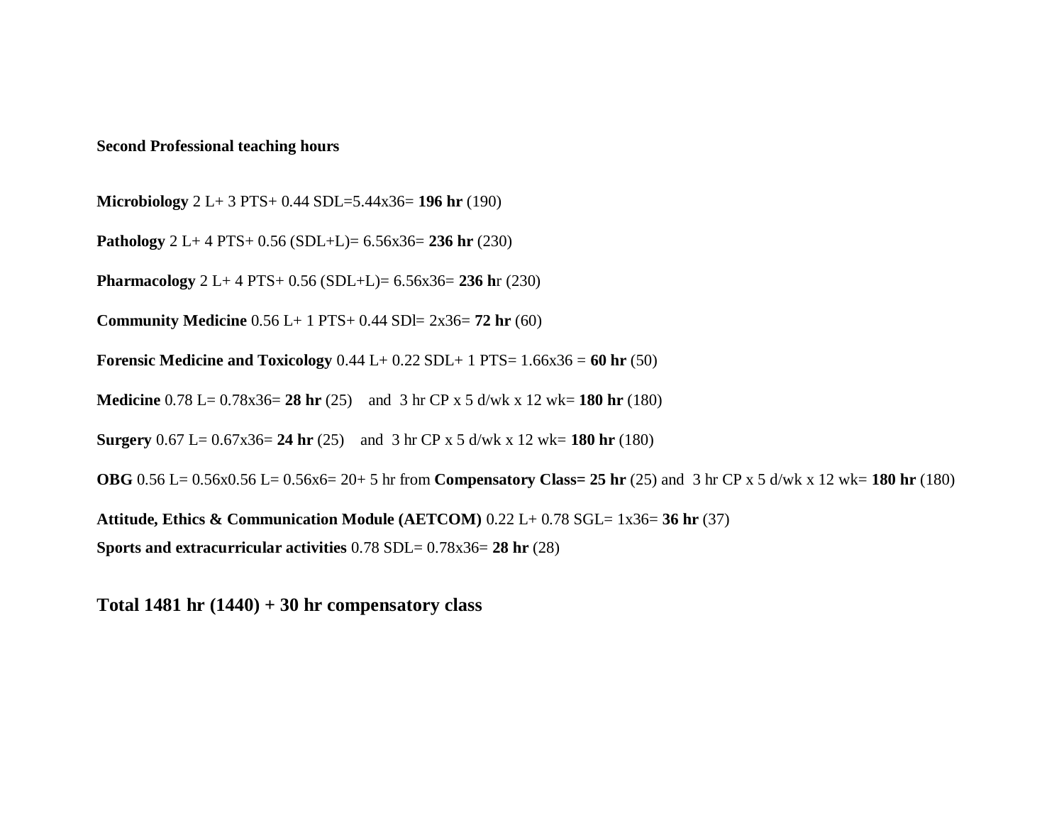**Second Professional teaching hours**

**Microbiology** 2 L+ 3 PTS+ 0.44 SDL=5.44x36= **196 hr** (190)

**Pathology** 2 L+ 4 PTS+ 0.56 (SDL+L)= 6.56x36= **236 hr** (230)

**Pharmacology** 2 L+ 4 PTS+ 0.56 (SDL+L)= 6.56x36= **236 h**r (230)

**Community Medicine** 0.56 L+ 1 PTS+ 0.44 SDl= 2x36= **72 hr** (60)

**Forensic Medicine and Toxicology** 0.44 L+ 0.22 SDL+ 1 PTS= 1.66x36 = **60 hr** (50)

**Medicine** 0.78 L= 0.78x36= **28 hr** (25) and 3 hr CP x 5 d/wk x 12 wk= **180 hr** (180)

**Surgery** 0.67 L= 0.67x36= **24 hr** (25) and 3 hr CP x 5 d/wk x 12 wk= **180 hr** (180)

**OBG** 0.56 L= 0.56x0.56 L= 0.56x6= 20+ 5 hr from **Compensatory Class= 25 hr** (25) and 3 hr CP x 5 d/wk x 12 wk= **180 hr** (180)

**Attitude, Ethics & Communication Module (AETCOM)** 0.22 L+ 0.78 SGL= 1x36= **36 hr** (37)

**Sports and extracurricular activities** 0.78 SDL= 0.78x36= **28 hr** (28)

**Total 1481 hr (1440) + 30 hr compensatory class**